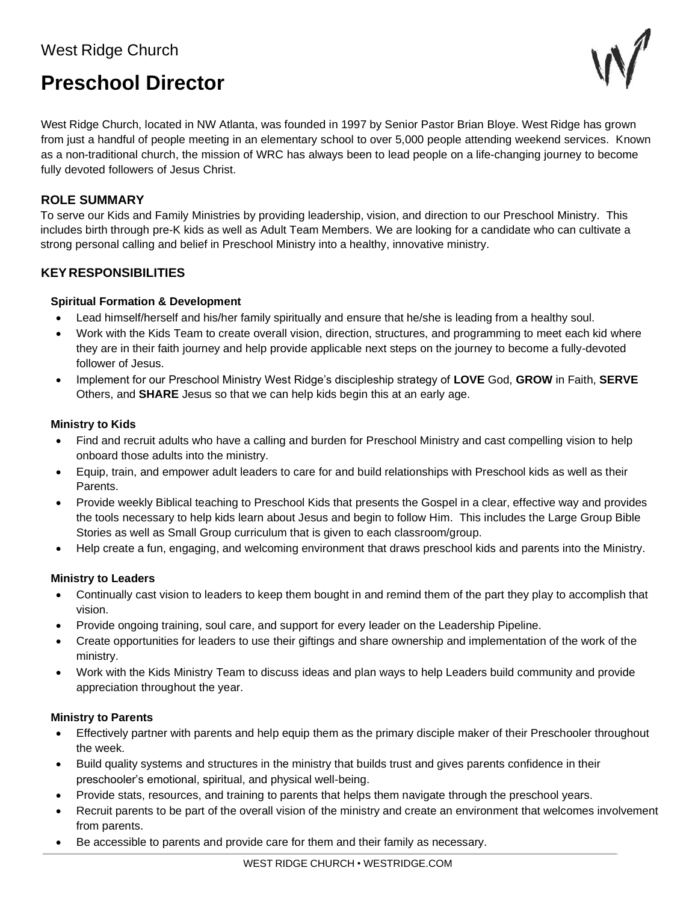West Ridge Church

# Preschool Director

West Ridge Church, located in NW Atlanta, was founded in 1997 by Senior Pastor Brian Bloye. West Ridge has grown from just a handful of people meeting in an elementary school to over 5,000 people attending weekend services. Known as a non-traditional church, the mission of WRC has always been to lead people on a life-changing journey to become fully devoted followers of Jesus Christ.

## ROLE SUMMARY

To serve our Kids and Family Ministries by providing leadership, vision, and direction to our Preschool Ministry. This includes birth through pre-K kids as well as Adult Team Members. We are looking for a candidate who can cultivate a strong personal calling and belief in Preschool Ministry into a healthy, innovative ministry.

## KEY RESPONSIBILITIES

### Spiritual Formation & Development

- Lead himself/herself and his/her family spiritually and ensure that he/she is leading from a healthy soul.
- Work with the Kids Team to create overall vision, direction, structures, and programming to meet each kid where they are in their faith journey and help provide applicable next steps on the journey to become a fully-devoted follower of Jesus.
- Implement for our Preschool Ministry West Ridge's discipleship strategy of **LOVE** God, **GROW** in Faith, **SERVE** Others, and **SHARE** Jesus so that we can help kids begin this at an early age.

### Ministry to Kids

- Find and recruit adults who have a calling and burden for Preschool Ministry and cast compelling vision to help onboard those adults into the ministry.
- Equip, train, and empower adult leaders to care for and build relationships with Preschool kids as well as their Parents.
- Provide weekly Biblical teaching to Preschool Kids that presents the Gospel in a clear, effective way and provides the tools necessary to help kids learn about Jesus and begin to follow Him. This includes the Large Group Bible Stories as well as Small Group curriculum that is given to each classroom/group.
- Help create a fun, engaging, and welcoming environment that draws preschool kids and parents into the Ministry.

### Ministry to Leaders

- Continually cast vision to leaders to keep them bought in and remind them of the part they play to accomplish that vision.
- Provide ongoing training, soul care, and support for every leader on the Leadership Pipeline.
- Create opportunities for leaders to use their giftings and share ownership and implementation of the work of the ministry.
- Work with the Kids Ministry Team to discuss ideas and plan ways to help Leaders build community and provide appreciation throughout the year.

### Ministry to Parents

- Effectively partner with parents and help equip them as the primary disciple maker of their Preschooler throughout the week.
- Build quality systems and structures in the ministry that builds trust and gives parents confidence in their preschooler's emotional, spiritual, and physical well-being.
- Provide stats, resources, and training to parents that helps them navigate through the preschool years.
- Recruit parents to be part of the overall vision of the ministry and create an environment that welcomes involvement from parents.
- Be accessible to parents and provide care for them and their family as necessary.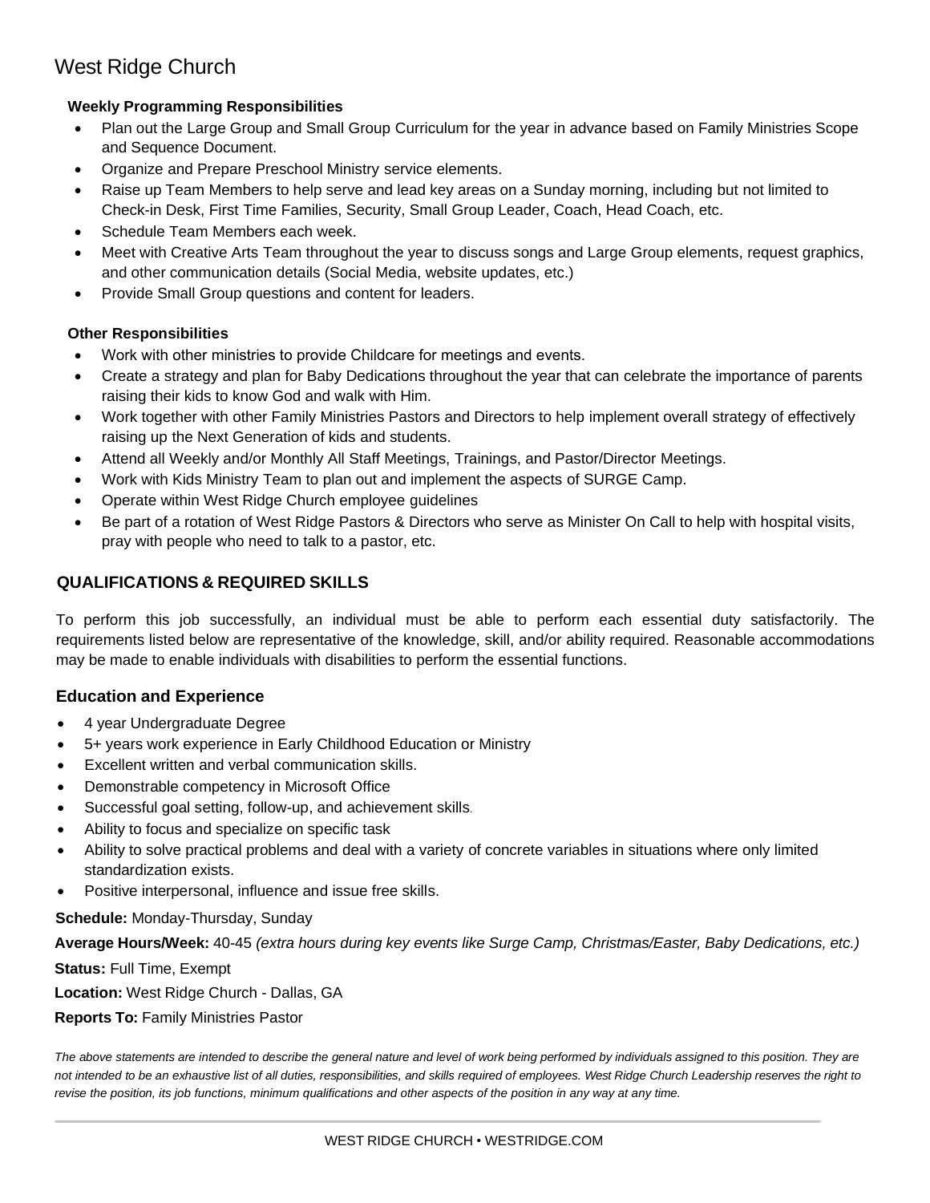West Ridge Church

**Weekly Programming Responsibilities**

- Plan out the Large Group and Small Group Curriculum for the year in advance based on Family Ministries Scope and Sequence Document.
- Organize and Prepare Preschool Ministry service elements.
- Raise up Team Members to help serve and lead key areas on a Sunday morning, including but not limited to Check-in Desk, First Time Families, Security, Small Group Leader, Coach, Head Coach, etc.
- Schedule Team Members each week.
- Meet with Creative Arts Team throughout the year to discuss songs and Large Group elements, request graphics, and other communication details (Social Media, website updates, etc.)
- Provide Small Group questions and content for leaders.

**Other Responsibilities**

- Work with other ministries to provide Childcare for meetings and events.
- Create a strategy and plan for Baby Dedications throughout the year that can celebrate the importance of parents raising their kids to know God and walk with Him.
- Work together with other Family Ministries Pastors and Directors to help implement overall strategy of effectively raising up the Next Generation of kids and students.
- Attend all Weekly and/or Monthly All Staff Meetings, Trainings, and Pastor/Director Meetings.
- Work with Kids Ministry Team to plan out and implement the aspects of SURGE Camp.
- Operate within West Ridge Church employee guidelines
- Be part of a rotation of West Ridge Pastors & Directors who serve as Minister On Call to help with hospital visits, pray with people who need to talk to a pastor, etc.

## QUALIFICATIONS & REQUIRED SKILLS

To perform this job successfully, an individual must be able to perform each essential duty satisfactorily. The requirements listed below are representative of the knowledge, skill, and/or ability required. Reasonable accommodations may be made to enable individuals with disabilities to perform the essential functions.

### Education and Experience

- 4 year Undergraduate Degree
- 5+ years work experience in Early Childhood Education or Ministry
- Excellent written and verbal communication skills.
- Demonstrable competency in Microsoft Office
- Successful goal setting, follow-up, and achievement skills.
- Ability to focus and specialize on specific task
- Ability to solve practical problems and deal with a variety of concrete variables in situations where only limited standardization exists.
- Positive interpersonal, influence and issue free skills.

**Schedule:** Monday-Thursday, Sunday

**Average Hours/Week:** 40-45 *(extra hours during key events like Surge Camp, Christmas/Easter, Baby Dedications, etc.)*

**Status:** Full Time, Exempt

**Location:** West Ridge Church - Dallas, GA

**Reports To:** Family Ministries Pastor

*The above statements are intended to describe the general nature and level of work being performed by individuals assigned to this position. They are not intended to be an exhaustive list of all duties, responsibilities, and skills required of employees. West Ridge Church Leadership reserves the right to revise the position, its job functions, minimum qualifications and other aspects of the position in any way at any time.*